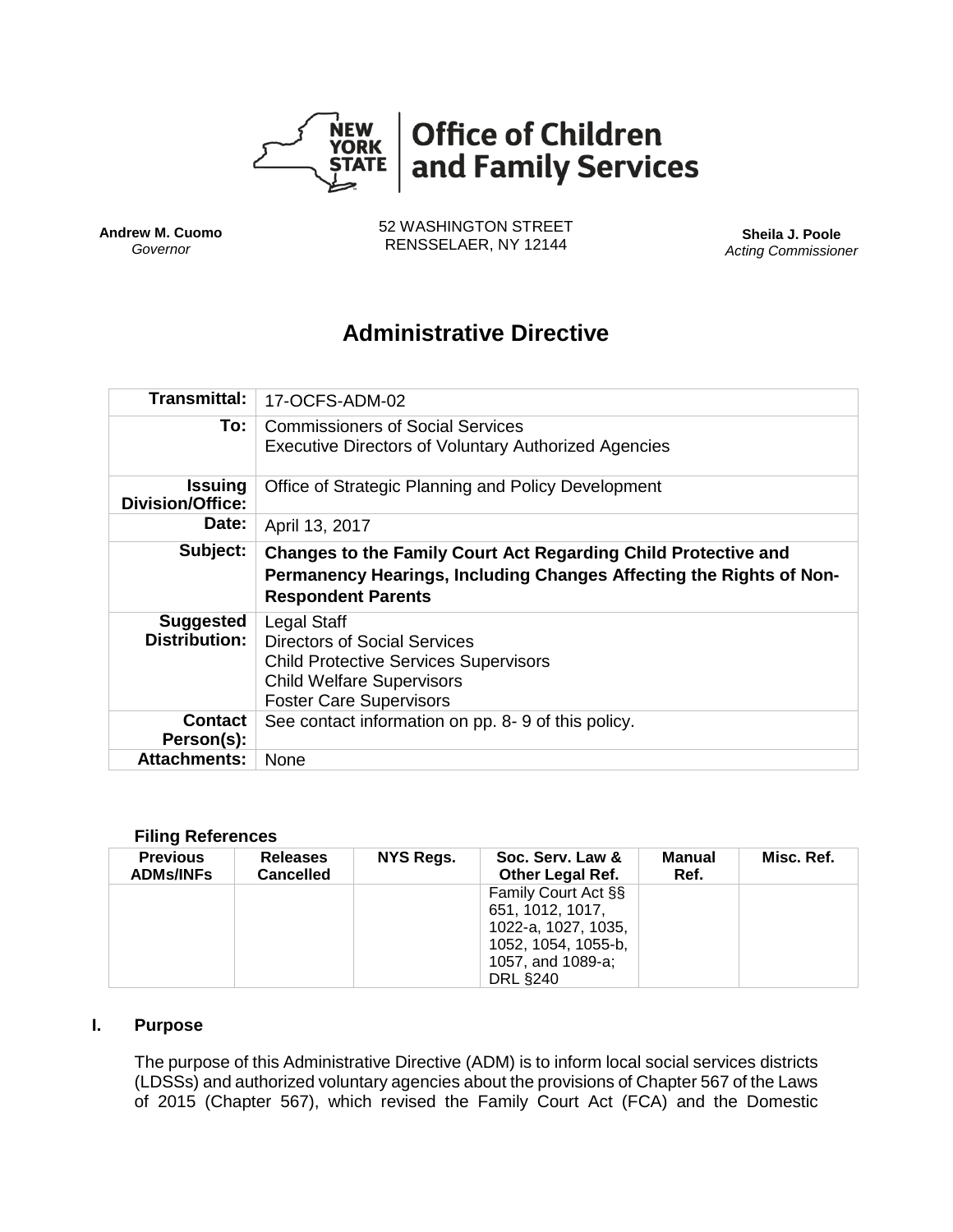**NEW YORK STATE | Office of Children and Family Services**

**Andrew M. Cuomo**
*Governor*

52 WASHINGTON STREET
RENSSELAER, NY 12144

**Sheila J. Poole**
*Acting Commissioner*

# Administrative Directive

| | |
|---|---|
| **Transmittal:** | 17-OCFS-ADM-02 |
| **To:** | Commissioners of Social Services<br>Executive Directors of Voluntary Authorized Agencies |
| **Issuing Division/Office:** | Office of Strategic Planning and Policy Development |
| **Date:** | April 13, 2017 |
| **Subject:** | **Changes to the Family Court Act Regarding Child Protective and Permanency Hearings, Including Changes Affecting the Rights of Non-Respondent Parents** |
| **Suggested Distribution:** | Legal Staff<br>Directors of Social Services<br>Child Protective Services Supervisors<br>Child Welfare Supervisors<br>Foster Care Supervisors |
| **Contact Person(s):** | See contact information on pp. 8- 9 of this policy. |
| **Attachments:** | None |

### Filing References

| Previous ADMs/INFs | Releases Cancelled | NYS Regs. | Soc. Serv. Law & Other Legal Ref. | Manual Ref. | Misc. Ref. |
|---|---|---|---|---|---|
| | | | Family Court Act §§ 651, 1012, 1017, 1022-a, 1027, 1035, 1052, 1054, 1055-b, 1057, and 1089-a; DRL §240 | | |

## I. Purpose

The purpose of this Administrative Directive (ADM) is to inform local social services districts (LDSSs) and authorized voluntary agencies about the provisions of Chapter 567 of the Laws of 2015 (Chapter 567), which revised the Family Court Act (FCA) and the Domestic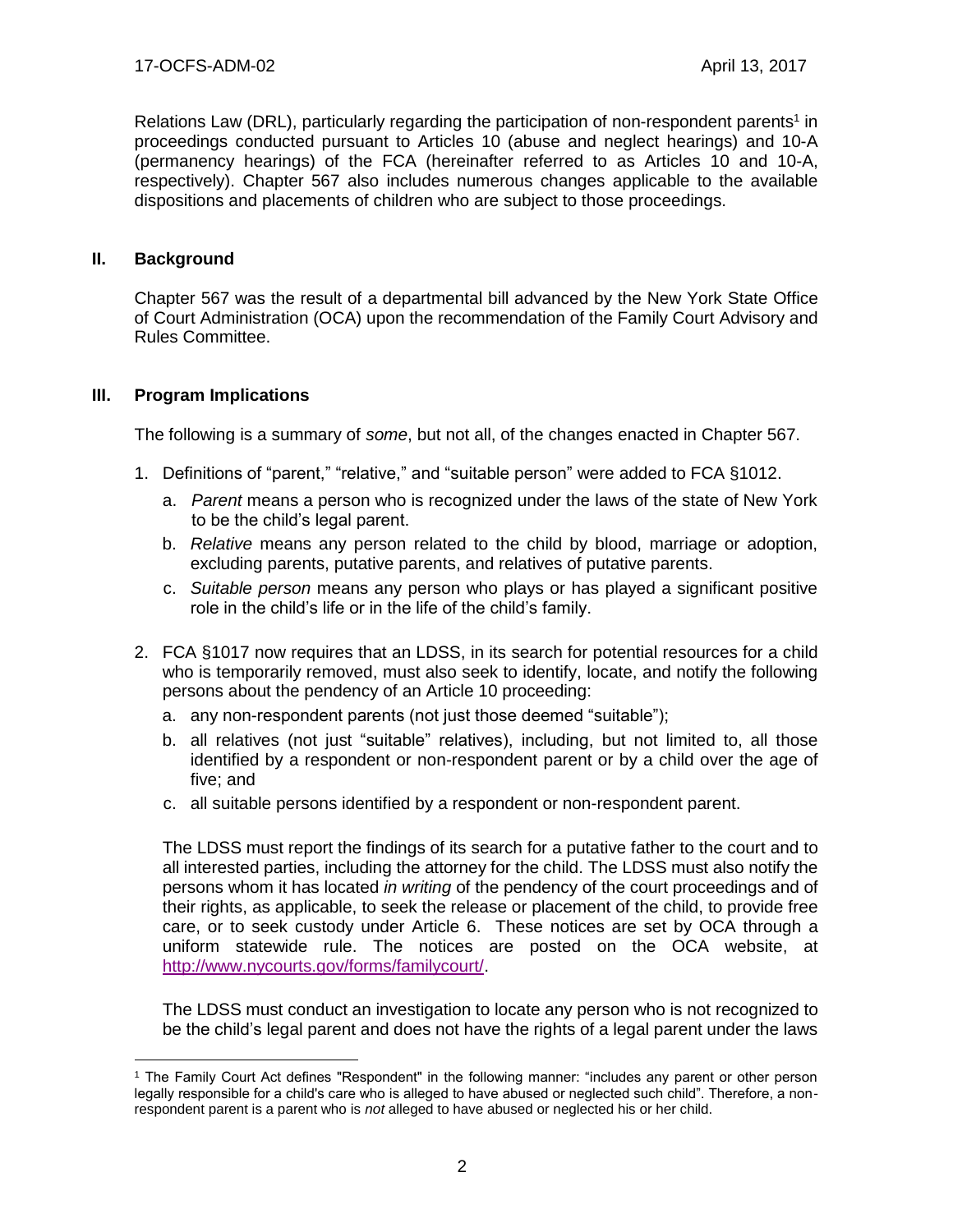Relations Law (DRL), particularly regarding the participation of non-respondent parents[1] in proceedings conducted pursuant to Articles 10 (abuse and neglect hearings) and 10-A (permanency hearings) of the FCA (hereinafter referred to as Articles 10 and 10-A, respectively). Chapter 567 also includes numerous changes applicable to the available dispositions and placements of children who are subject to those proceedings.

## II. Background

Chapter 567 was the result of a departmental bill advanced by the New York State Office of Court Administration (OCA) upon the recommendation of the Family Court Advisory and Rules Committee.

## III. Program Implications

The following is a summary of *some*, but not all, of the changes enacted in Chapter 567.

1. Definitions of "parent," "relative," and "suitable person" were added to FCA §1012.
   a. *Parent* means a person who is recognized under the laws of the state of New York to be the child's legal parent.
   b. *Relative* means any person related to the child by blood, marriage or adoption, excluding parents, putative parents, and relatives of putative parents.
   c. *Suitable person* means any person who plays or has played a significant positive role in the child's life or in the life of the child's family.

2. FCA §1017 now requires that an LDSS, in its search for potential resources for a child who is temporarily removed, must also seek to identify, locate, and notify the following persons about the pendency of an Article 10 proceeding:
   a. any non-respondent parents (not just those deemed "suitable");
   b. all relatives (not just "suitable" relatives), including, but not limited to, all those identified by a respondent or non-respondent parent or by a child over the age of five; and
   c. all suitable persons identified by a respondent or non-respondent parent.

   The LDSS must report the findings of its search for a putative father to the court and to all interested parties, including the attorney for the child. The LDSS must also notify the persons whom it has located *in writing* of the pendency of the court proceedings and of their rights, as applicable, to seek the release or placement of the child, to provide free care, or to seek custody under Article 6. These notices are set by OCA through a uniform statewide rule. The notices are posted on the OCA website, at http://www.nycourts.gov/forms/familycourt/.

   The LDSS must conduct an investigation to locate any person who is not recognized to be the child's legal parent and does not have the rights of a legal parent under the laws

---

[1] The Family Court Act defines "Respondent" in the following manner: "includes any parent or other person legally responsible for a child's care who is alleged to have abused or neglected such child". Therefore, a non-respondent parent is a parent who is *not* alleged to have abused or neglected his or her child.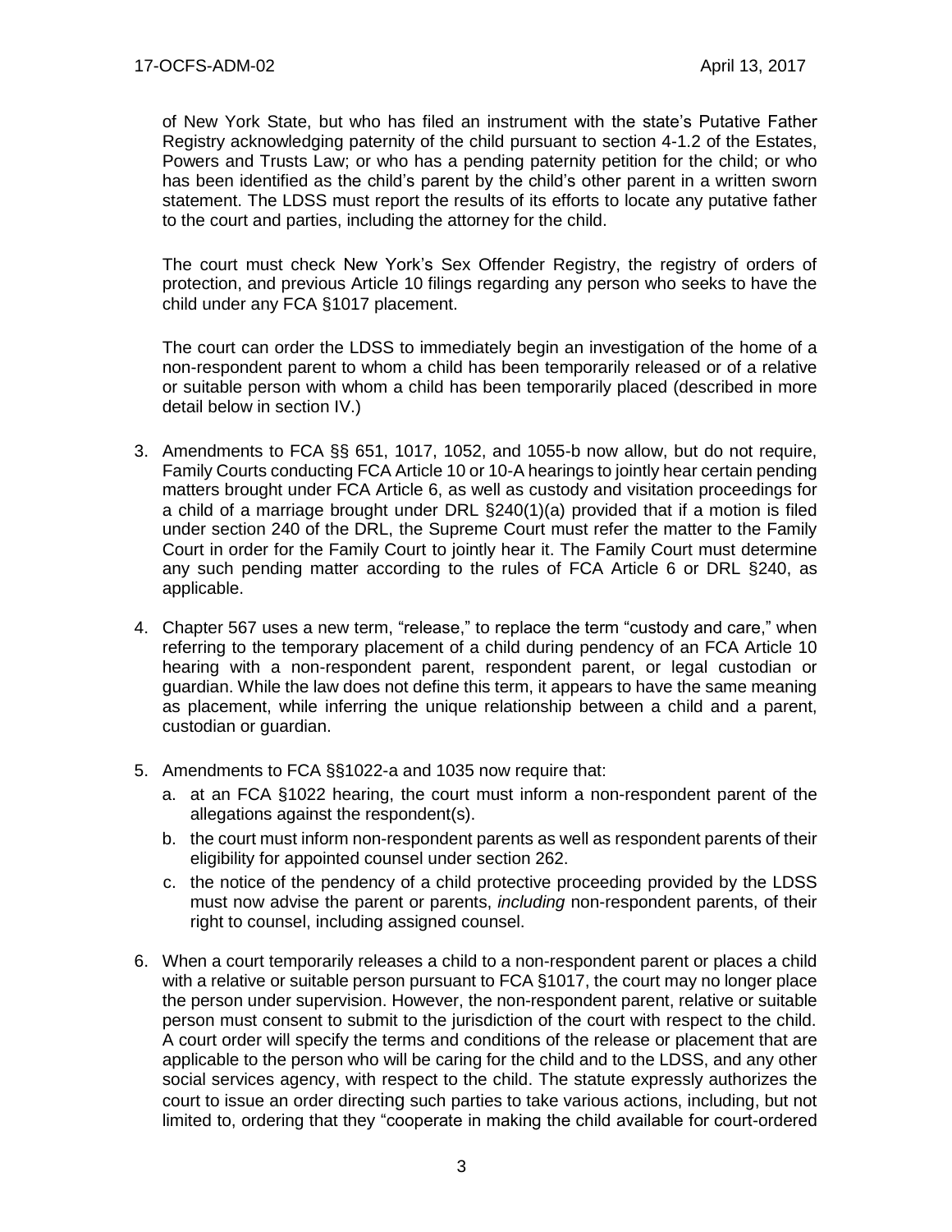of New York State, but who has filed an instrument with the state's Putative Father Registry acknowledging paternity of the child pursuant to section 4-1.2 of the Estates, Powers and Trusts Law; or who has a pending paternity petition for the child; or who has been identified as the child's parent by the child's other parent in a written sworn statement. The LDSS must report the results of its efforts to locate any putative father to the court and parties, including the attorney for the child.

The court must check New York's Sex Offender Registry, the registry of orders of protection, and previous Article 10 filings regarding any person who seeks to have the child under any FCA §1017 placement.

The court can order the LDSS to immediately begin an investigation of the home of a non-respondent parent to whom a child has been temporarily released or of a relative or suitable person with whom a child has been temporarily placed (described in more detail below in section IV.)

3. Amendments to FCA §§ 651, 1017, 1052, and 1055-b now allow, but do not require, Family Courts conducting FCA Article 10 or 10-A hearings to jointly hear certain pending matters brought under FCA Article 6, as well as custody and visitation proceedings for a child of a marriage brought under DRL §240(1)(a) provided that if a motion is filed under section 240 of the DRL, the Supreme Court must refer the matter to the Family Court in order for the Family Court to jointly hear it. The Family Court must determine any such pending matter according to the rules of FCA Article 6 or DRL §240, as applicable.

4. Chapter 567 uses a new term, "release," to replace the term "custody and care," when referring to the temporary placement of a child during pendency of an FCA Article 10 hearing with a non-respondent parent, respondent parent, or legal custodian or guardian. While the law does not define this term, it appears to have the same meaning as placement, while inferring the unique relationship between a child and a parent, custodian or guardian.

5. Amendments to FCA §§1022-a and 1035 now require that:
   a. at an FCA §1022 hearing, the court must inform a non-respondent parent of the allegations against the respondent(s).
   b. the court must inform non-respondent parents as well as respondent parents of their eligibility for appointed counsel under section 262.
   c. the notice of the pendency of a child protective proceeding provided by the LDSS must now advise the parent or parents, *including* non-respondent parents, of their right to counsel, including assigned counsel.

6. When a court temporarily releases a child to a non-respondent parent or places a child with a relative or suitable person pursuant to FCA §1017, the court may no longer place the person under supervision. However, the non-respondent parent, relative or suitable person must consent to submit to the jurisdiction of the court with respect to the child. A court order will specify the terms and conditions of the release or placement that are applicable to the person who will be caring for the child and to the LDSS, and any other social services agency, with respect to the child. The statute expressly authorizes the court to issue an order directing such parties to take various actions, including, but not limited to, ordering that they "cooperate in making the child available for court-ordered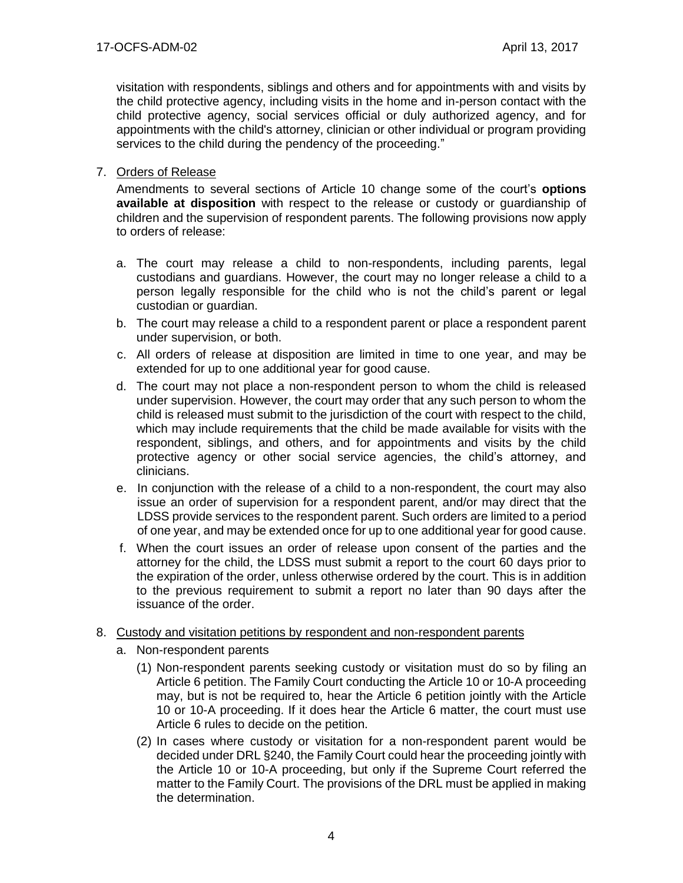visitation with respondents, siblings and others and for appointments with and visits by the child protective agency, including visits in the home and in-person contact with the child protective agency, social services official or duly authorized agency, and for appointments with the child's attorney, clinician or other individual or program providing services to the child during the pendency of the proceeding."

7. <u>Orders of Release</u>

   Amendments to several sections of Article 10 change some of the court's **options available at disposition** with respect to the release or custody or guardianship of children and the supervision of respondent parents. The following provisions now apply to orders of release:

   a. The court may release a child to non-respondents, including parents, legal custodians and guardians. However, the court may no longer release a child to a person legally responsible for the child who is not the child's parent or legal custodian or guardian.
   b. The court may release a child to a respondent parent or place a respondent parent under supervision, or both.
   c. All orders of release at disposition are limited in time to one year, and may be extended for up to one additional year for good cause.
   d. The court may not place a non-respondent person to whom the child is released under supervision. However, the court may order that any such person to whom the child is released must submit to the jurisdiction of the court with respect to the child, which may include requirements that the child be made available for visits with the respondent, siblings, and others, and for appointments and visits by the child protective agency or other social service agencies, the child's attorney, and clinicians.
   e. In conjunction with the release of a child to a non-respondent, the court may also issue an order of supervision for a respondent parent, and/or may direct that the LDSS provide services to the respondent parent. Such orders are limited to a period of one year, and may be extended once for up to one additional year for good cause.
   f. When the court issues an order of release upon consent of the parties and the attorney for the child, the LDSS must submit a report to the court 60 days prior to the expiration of the order, unless otherwise ordered by the court. This is in addition to the previous requirement to submit a report no later than 90 days after the issuance of the order.

8. <u>Custody and visitation petitions by respondent and non-respondent parents</u>

   a. Non-respondent parents

      (1) Non-respondent parents seeking custody or visitation must do so by filing an Article 6 petition. The Family Court conducting the Article 10 or 10-A proceeding may, but is not be required to, hear the Article 6 petition jointly with the Article 10 or 10-A proceeding. If it does hear the Article 6 matter, the court must use Article 6 rules to decide on the petition.

      (2) In cases where custody or visitation for a non-respondent parent would be decided under DRL §240, the Family Court could hear the proceeding jointly with the Article 10 or 10-A proceeding, but only if the Supreme Court referred the matter to the Family Court. The provisions of the DRL must be applied in making the determination.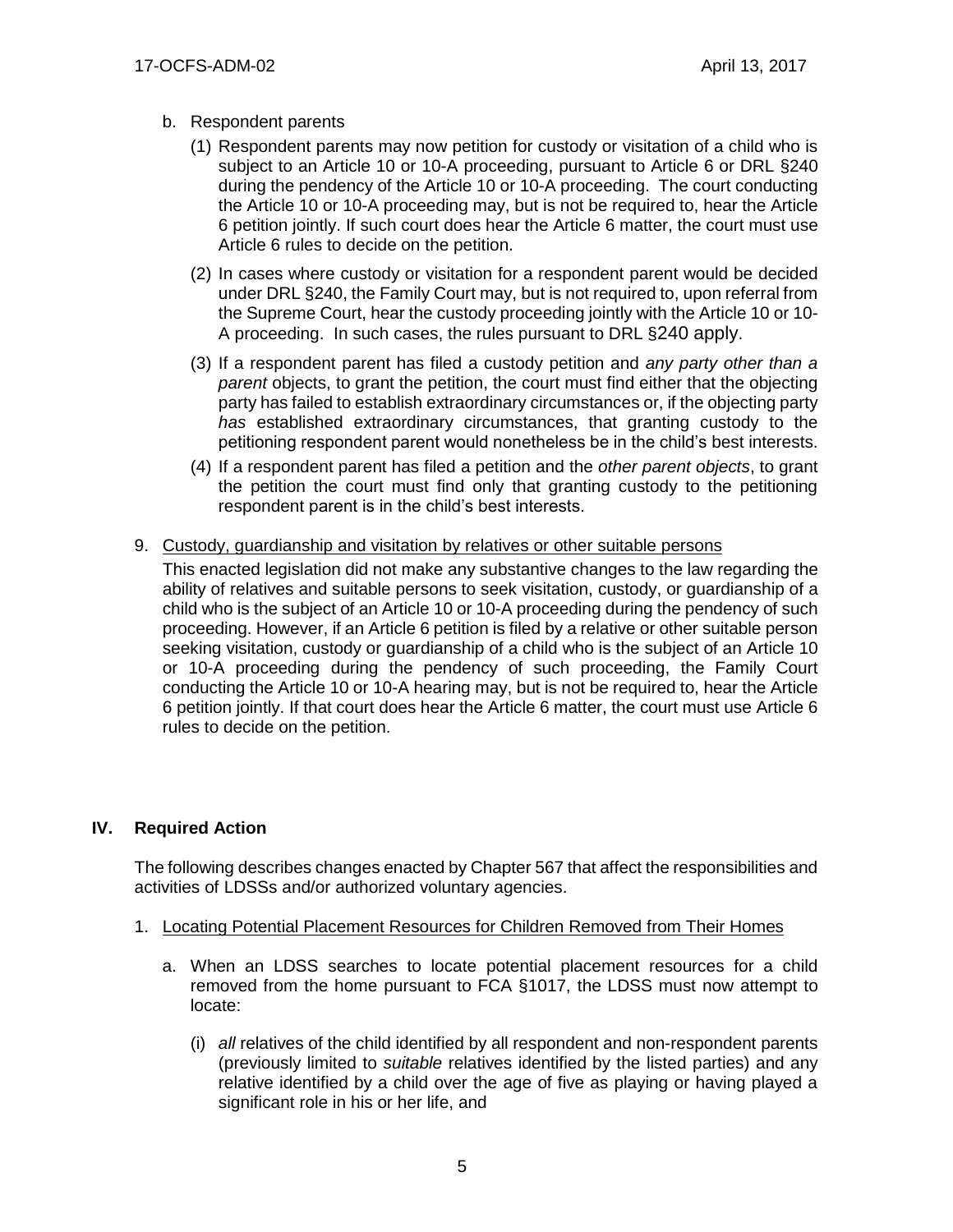b. Respondent parents

   (1) Respondent parents may now petition for custody or visitation of a child who is subject to an Article 10 or 10-A proceeding, pursuant to Article 6 or DRL §240 during the pendency of the Article 10 or 10-A proceeding. The court conducting the Article 10 or 10-A proceeding may, but is not be required to, hear the Article 6 petition jointly. If such court does hear the Article 6 matter, the court must use Article 6 rules to decide on the petition.

   (2) In cases where custody or visitation for a respondent parent would be decided under DRL §240, the Family Court may, but is not required to, upon referral from the Supreme Court, hear the custody proceeding jointly with the Article 10 or 10-A proceeding. In such cases, the rules pursuant to DRL §240 apply.

   (3) If a respondent parent has filed a custody petition and *any party other than a parent* objects, to grant the petition, the court must find either that the objecting party has failed to establish extraordinary circumstances or, if the objecting party *has* established extraordinary circumstances, that granting custody to the petitioning respondent parent would nonetheless be in the child's best interests.

   (4) If a respondent parent has filed a petition and the *other parent objects*, to grant the petition the court must find only that granting custody to the petitioning respondent parent is in the child's best interests.

9. Custody, guardianship and visitation by relatives or other suitable persons

   This enacted legislation did not make any substantive changes to the law regarding the ability of relatives and suitable persons to seek visitation, custody, or guardianship of a child who is the subject of an Article 10 or 10-A proceeding during the pendency of such proceeding. However, if an Article 6 petition is filed by a relative or other suitable person seeking visitation, custody or guardianship of a child who is the subject of an Article 10 or 10-A proceeding during the pendency of such proceeding, the Family Court conducting the Article 10 or 10-A hearing may, but is not be required to, hear the Article 6 petition jointly. If that court does hear the Article 6 matter, the court must use Article 6 rules to decide on the petition.

## IV. Required Action

The following describes changes enacted by Chapter 567 that affect the responsibilities and activities of LDSSs and/or authorized voluntary agencies.

1. Locating Potential Placement Resources for Children Removed from Their Homes

   a. When an LDSS searches to locate potential placement resources for a child removed from the home pursuant to FCA §1017, the LDSS must now attempt to locate:

      (i) *all* relatives of the child identified by all respondent and non-respondent parents (previously limited to *suitable* relatives identified by the listed parties) and any relative identified by a child over the age of five as playing or having played a significant role in his or her life, and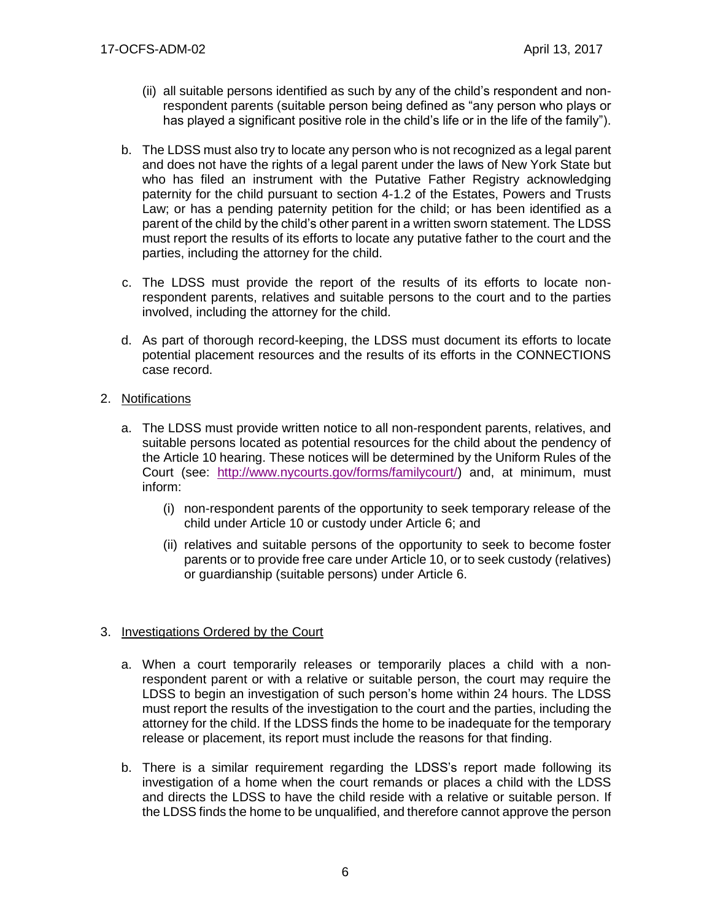(ii) all suitable persons identified as such by any of the child's respondent and non-respondent parents (suitable person being defined as "any person who plays or has played a significant positive role in the child's life or in the life of the family").

b. The LDSS must also try to locate any person who is not recognized as a legal parent and does not have the rights of a legal parent under the laws of New York State but who has filed an instrument with the Putative Father Registry acknowledging paternity for the child pursuant to section 4-1.2 of the Estates, Powers and Trusts Law; or has a pending paternity petition for the child; or has been identified as a parent of the child by the child's other parent in a written sworn statement. The LDSS must report the results of its efforts to locate any putative father to the court and the parties, including the attorney for the child.

c. The LDSS must provide the report of the results of its efforts to locate non-respondent parents, relatives and suitable persons to the court and to the parties involved, including the attorney for the child.

d. As part of thorough record-keeping, the LDSS must document its efforts to locate potential placement resources and the results of its efforts in the CONNECTIONS case record.

2. Notifications

   a. The LDSS must provide written notice to all non-respondent parents, relatives, and suitable persons located as potential resources for the child about the pendency of the Article 10 hearing. These notices will be determined by the Uniform Rules of the Court (see: http://www.nycourts.gov/forms/familycourt/) and, at minimum, must inform:

      (i) non-respondent parents of the opportunity to seek temporary release of the child under Article 10 or custody under Article 6; and

      (ii) relatives and suitable persons of the opportunity to seek to become foster parents or to provide free care under Article 10, or to seek custody (relatives) or guardianship (suitable persons) under Article 6.

3. Investigations Ordered by the Court

   a. When a court temporarily releases or temporarily places a child with a non-respondent parent or with a relative or suitable person, the court may require the LDSS to begin an investigation of such person's home within 24 hours. The LDSS must report the results of the investigation to the court and the parties, including the attorney for the child. If the LDSS finds the home to be inadequate for the temporary release or placement, its report must include the reasons for that finding.

   b. There is a similar requirement regarding the LDSS's report made following its investigation of a home when the court remands or places a child with the LDSS and directs the LDSS to have the child reside with a relative or suitable person. If the LDSS finds the home to be unqualified, and therefore cannot approve the person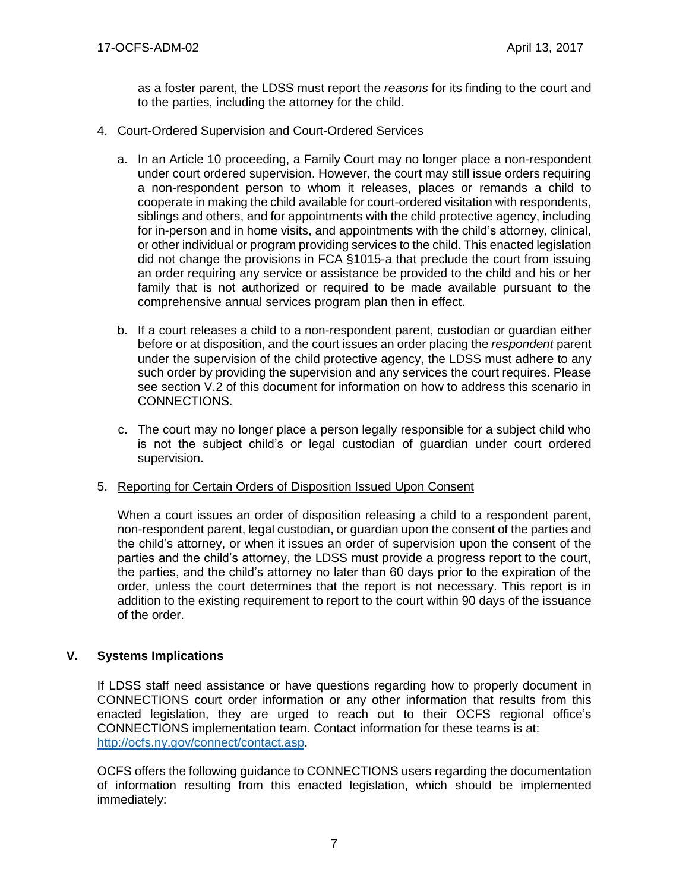as a foster parent, the LDSS must report the *reasons* for its finding to the court and to the parties, including the attorney for the child.

4. Court-Ordered Supervision and Court-Ordered Services

   a. In an Article 10 proceeding, a Family Court may no longer place a non-respondent under court ordered supervision. However, the court may still issue orders requiring a non-respondent person to whom it releases, places or remands a child to cooperate in making the child available for court-ordered visitation with respondents, siblings and others, and for appointments with the child protective agency, including for in-person and in home visits, and appointments with the child's attorney, clinical, or other individual or program providing services to the child. This enacted legislation did not change the provisions in FCA §1015-a that preclude the court from issuing an order requiring any service or assistance be provided to the child and his or her family that is not authorized or required to be made available pursuant to the comprehensive annual services program plan then in effect.

   b. If a court releases a child to a non-respondent parent, custodian or guardian either before or at disposition, and the court issues an order placing the *respondent* parent under the supervision of the child protective agency, the LDSS must adhere to any such order by providing the supervision and any services the court requires. Please see section V.2 of this document for information on how to address this scenario in CONNECTIONS.

   c. The court may no longer place a person legally responsible for a subject child who is not the subject child's or legal custodian of guardian under court ordered supervision.

5. Reporting for Certain Orders of Disposition Issued Upon Consent

   When a court issues an order of disposition releasing a child to a respondent parent, non-respondent parent, legal custodian, or guardian upon the consent of the parties and the child's attorney, or when it issues an order of supervision upon the consent of the parties and the child's attorney, the LDSS must provide a progress report to the court, the parties, and the child's attorney no later than 60 days prior to the expiration of the order, unless the court determines that the report is not necessary. This report is in addition to the existing requirement to report to the court within 90 days of the issuance of the order.

## V. Systems Implications

If LDSS staff need assistance or have questions regarding how to properly document in CONNECTIONS court order information or any other information that results from this enacted legislation, they are urged to reach out to their OCFS regional office's CONNECTIONS implementation team. Contact information for these teams is at: http://ocfs.ny.gov/connect/contact.asp.

OCFS offers the following guidance to CONNECTIONS users regarding the documentation of information resulting from this enacted legislation, which should be implemented immediately: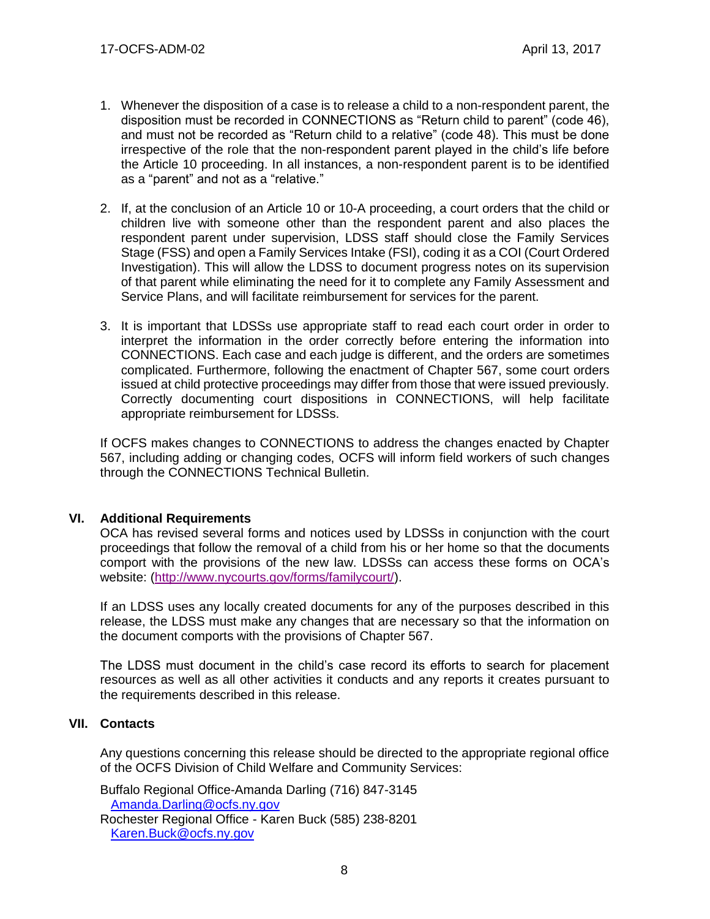1. Whenever the disposition of a case is to release a child to a non-respondent parent, the disposition must be recorded in CONNECTIONS as "Return child to parent" (code 46), and must not be recorded as "Return child to a relative" (code 48). This must be done irrespective of the role that the non-respondent parent played in the child's life before the Article 10 proceeding. In all instances, a non-respondent parent is to be identified as a "parent" and not as a "relative."

2. If, at the conclusion of an Article 10 or 10-A proceeding, a court orders that the child or children live with someone other than the respondent parent and also places the respondent parent under supervision, LDSS staff should close the Family Services Stage (FSS) and open a Family Services Intake (FSI), coding it as a COI (Court Ordered Investigation). This will allow the LDSS to document progress notes on its supervision of that parent while eliminating the need for it to complete any Family Assessment and Service Plans, and will facilitate reimbursement for services for the parent.

3. It is important that LDSSs use appropriate staff to read each court order in order to interpret the information in the order correctly before entering the information into CONNECTIONS. Each case and each judge is different, and the orders are sometimes complicated. Furthermore, following the enactment of Chapter 567, some court orders issued at child protective proceedings may differ from those that were issued previously. Correctly documenting court dispositions in CONNECTIONS, will help facilitate appropriate reimbursement for LDSSs.

If OCFS makes changes to CONNECTIONS to address the changes enacted by Chapter 567, including adding or changing codes, OCFS will inform field workers of such changes through the CONNECTIONS Technical Bulletin.

## VI. Additional Requirements

OCA has revised several forms and notices used by LDSSs in conjunction with the court proceedings that follow the removal of a child from his or her home so that the documents comport with the provisions of the new law. LDSSs can access these forms on OCA's website: (http://www.nycourts.gov/forms/familycourt/).

If an LDSS uses any locally created documents for any of the purposes described in this release, the LDSS must make any changes that are necessary so that the information on the document comports with the provisions of Chapter 567.

The LDSS must document in the child's case record its efforts to search for placement resources as well as all other activities it conducts and any reports it creates pursuant to the requirements described in this release.

## VII. Contacts

Any questions concerning this release should be directed to the appropriate regional office of the OCFS Division of Child Welfare and Community Services:

Buffalo Regional Office-Amanda Darling (716) 847-3145
Amanda.Darling@ocfs.ny.gov
Rochester Regional Office - Karen Buck (585) 238-8201
Karen.Buck@ocfs.ny.gov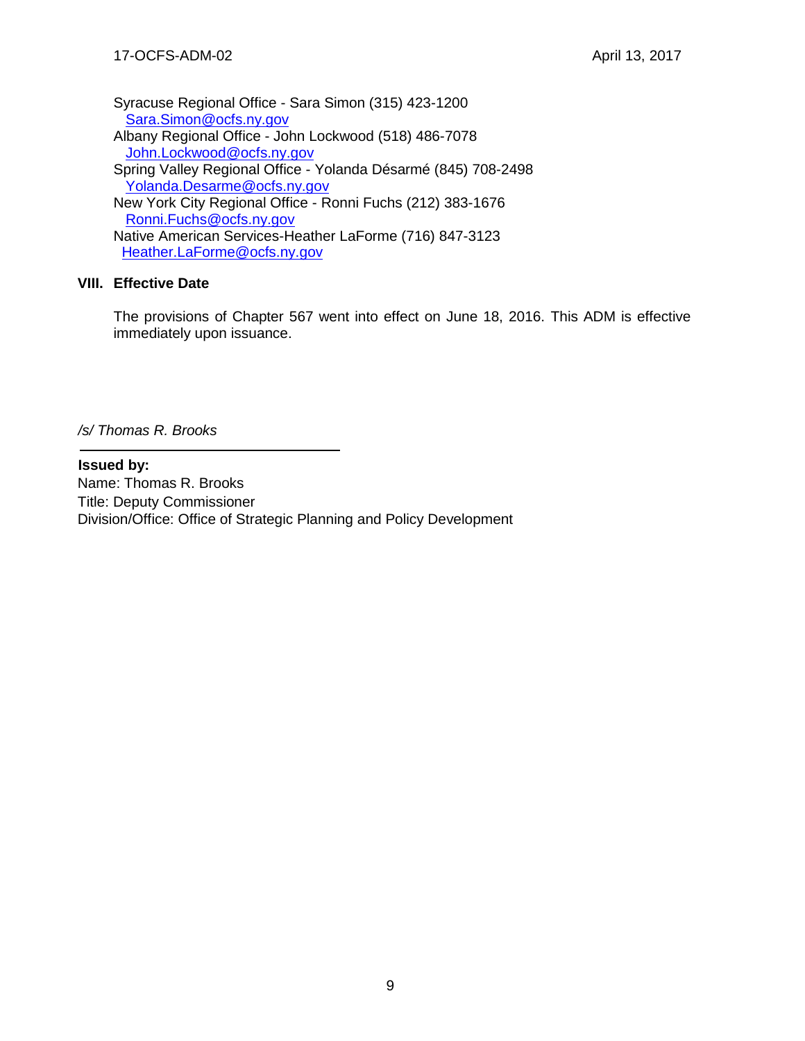Syracuse Regional Office - Sara Simon (315) 423-1200
Sara.Simon@ocfs.ny.gov
Albany Regional Office - John Lockwood (518) 486-7078
John.Lockwood@ocfs.ny.gov
Spring Valley Regional Office - Yolanda Désarmé (845) 708-2498
Yolanda.Desarme@ocfs.ny.gov
New York City Regional Office - Ronni Fuchs (212) 383-1676
Ronni.Fuchs@ocfs.ny.gov
Native American Services-Heather LaForme (716) 847-3123
Heather.LaForme@ocfs.ny.gov

## VIII. Effective Date

The provisions of Chapter 567 went into effect on June 18, 2016. This ADM is effective immediately upon issuance.

*/s/ Thomas R. Brooks*

**Issued by:**
Name: Thomas R. Brooks
Title: Deputy Commissioner
Division/Office: Office of Strategic Planning and Policy Development